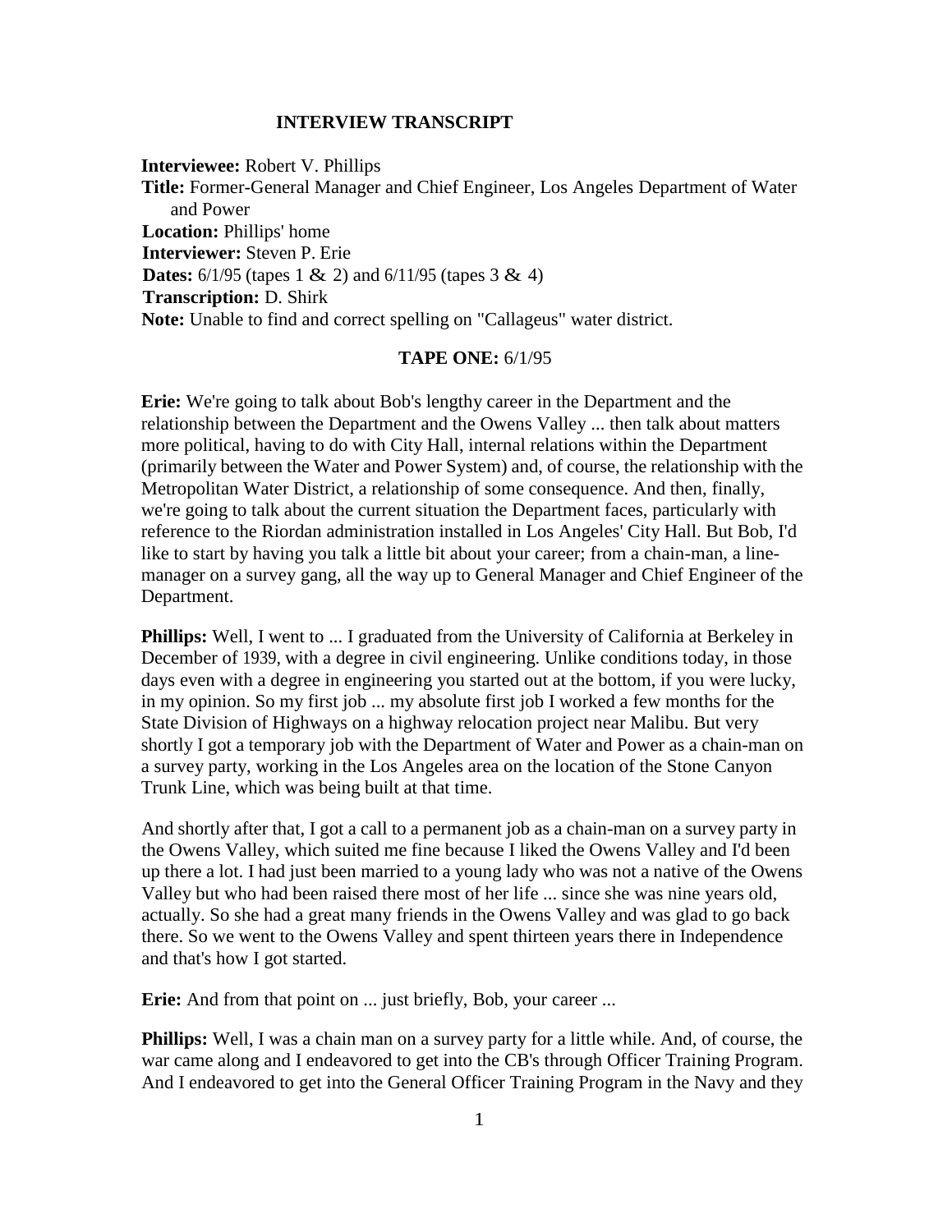## INTERVIEW TRANSCRIPT

**Interviewee:** Robert V. Phillips
**Title:** Former-General Manager and Chief Engineer, Los Angeles Department of Water and Power
**Location:** Phillips' home
**Interviewer:** Steven P. Erie
**Dates:** 6/1/95 (tapes 1 & 2) and 6/11/95 (tapes 3 & 4)
**Transcription:** D. Shirk
**Note:** Unable to find and correct spelling on "Callageus" water district.

### TAPE ONE: 6/1/95

**Erie:** We're going to talk about Bob's lengthy career in the Department and the relationship between the Department and the Owens Valley ... then talk about matters more political, having to do with City Hall, internal relations within the Department (primarily between the Water and Power System) and, of course, the relationship with the Metropolitan Water District, a relationship of some consequence. And then, finally, we're going to talk about the current situation the Department faces, particularly with reference to the Riordan administration installed in Los Angeles' City Hall. But Bob, I'd like to start by having you talk a little bit about your career; from a chain-man, a line-manager on a survey gang, all the way up to General Manager and Chief Engineer of the Department.

**Phillips:** Well, I went to ... I graduated from the University of California at Berkeley in December of 1939, with a degree in civil engineering. Unlike conditions today, in those days even with a degree in engineering you started out at the bottom, if you were lucky, in my opinion. So my first job ... my absolute first job I worked a few months for the State Division of Highways on a highway relocation project near Malibu. But very shortly I got a temporary job with the Department of Water and Power as a chain-man on a survey party, working in the Los Angeles area on the location of the Stone Canyon Trunk Line, which was being built at that time.

And shortly after that, I got a call to a permanent job as a chain-man on a survey party in the Owens Valley, which suited me fine because I liked the Owens Valley and I'd been up there a lot. I had just been married to a young lady who was not a native of the Owens Valley but who had been raised there most of her life ... since she was nine years old, actually. So she had a great many friends in the Owens Valley and was glad to go back there. So we went to the Owens Valley and spent thirteen years there in Independence and that's how I got started.

**Erie:** And from that point on ... just briefly, Bob, your career ...

**Phillips:** Well, I was a chain man on a survey party for a little while. And, of course, the war came along and I endeavored to get into the CB's through Officer Training Program. And I endeavored to get into the General Officer Training Program in the Navy and they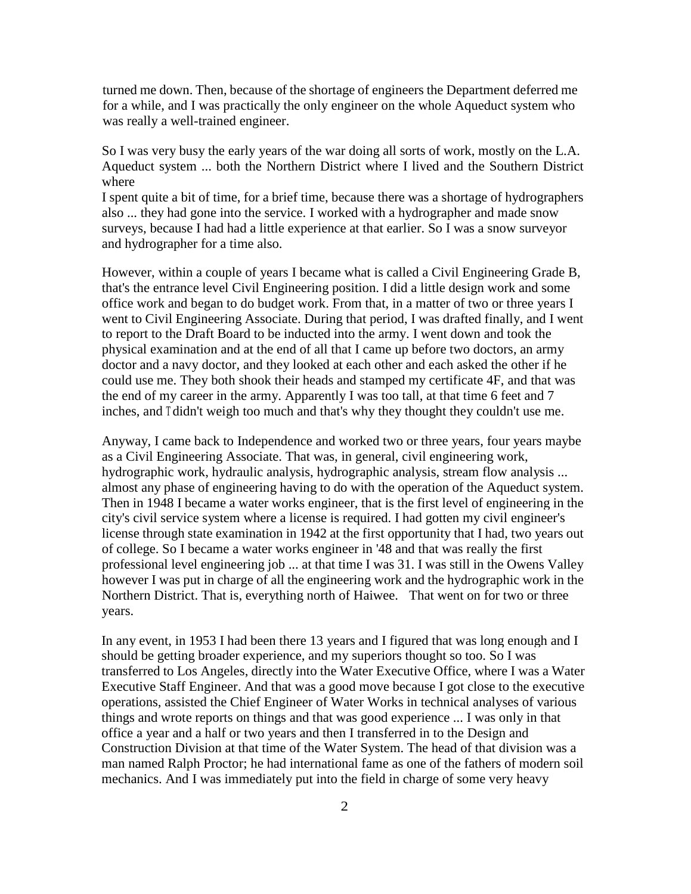turned me down. Then, because of the shortage of engineers the Department deferred me for a while, and I was practically the only engineer on the whole Aqueduct system who was really a well-trained engineer.

So I was very busy the early years of the war doing all sorts of work, mostly on the L.A. Aqueduct system ... both the Northern District where I lived and the Southern District where
I spent quite a bit of time, for a brief time, because there was a shortage of hydrographers also ... they had gone into the service. I worked with a hydrographer and made snow surveys, because I had had a little experience at that earlier. So I was a snow surveyor and hydrographer for a time also.

However, within a couple of years I became what is called a Civil Engineering Grade B, that's the entrance level Civil Engineering position. I did a little design work and some office work and began to do budget work. From that, in a matter of two or three years I went to Civil Engineering Associate. During that period, I was drafted finally, and I went to report to the Draft Board to be inducted into the army. I went down and took the physical examination and at the end of all that I came up before two doctors, an army doctor and a navy doctor, and they looked at each other and each asked the other if he could use me. They both shook their heads and stamped my certificate 4F, and that was the end of my career in the army. Apparently I was too tall, at that time 6 feet and 7 inches, and I didn't weigh too much and that's why they thought they couldn't use me.

Anyway, I came back to Independence and worked two or three years, four years maybe as a Civil Engineering Associate. That was, in general, civil engineering work, hydrographic work, hydraulic analysis, hydrographic analysis, stream flow analysis ... almost any phase of engineering having to do with the operation of the Aqueduct system. Then in 1948 I became a water works engineer, that is the first level of engineering in the city's civil service system where a license is required. I had gotten my civil engineer's license through state examination in 1942 at the first opportunity that I had, two years out of college. So I became a water works engineer in '48 and that was really the first professional level engineering job ... at that time I was 31. I was still in the Owens Valley however I was put in charge of all the engineering work and the hydrographic work in the Northern District. That is, everything north of Haiwee. That went on for two or three years.

In any event, in 1953 I had been there 13 years and I figured that was long enough and I should be getting broader experience, and my superiors thought so too. So I was transferred to Los Angeles, directly into the Water Executive Office, where I was a Water Executive Staff Engineer. And that was a good move because I got close to the executive operations, assisted the Chief Engineer of Water Works in technical analyses of various things and wrote reports on things and that was good experience ... I was only in that office a year and a half or two years and then I transferred in to the Design and Construction Division at that time of the Water System. The head of that division was a man named Ralph Proctor; he had international fame as one of the fathers of modern soil mechanics. And I was immediately put into the field in charge of some very heavy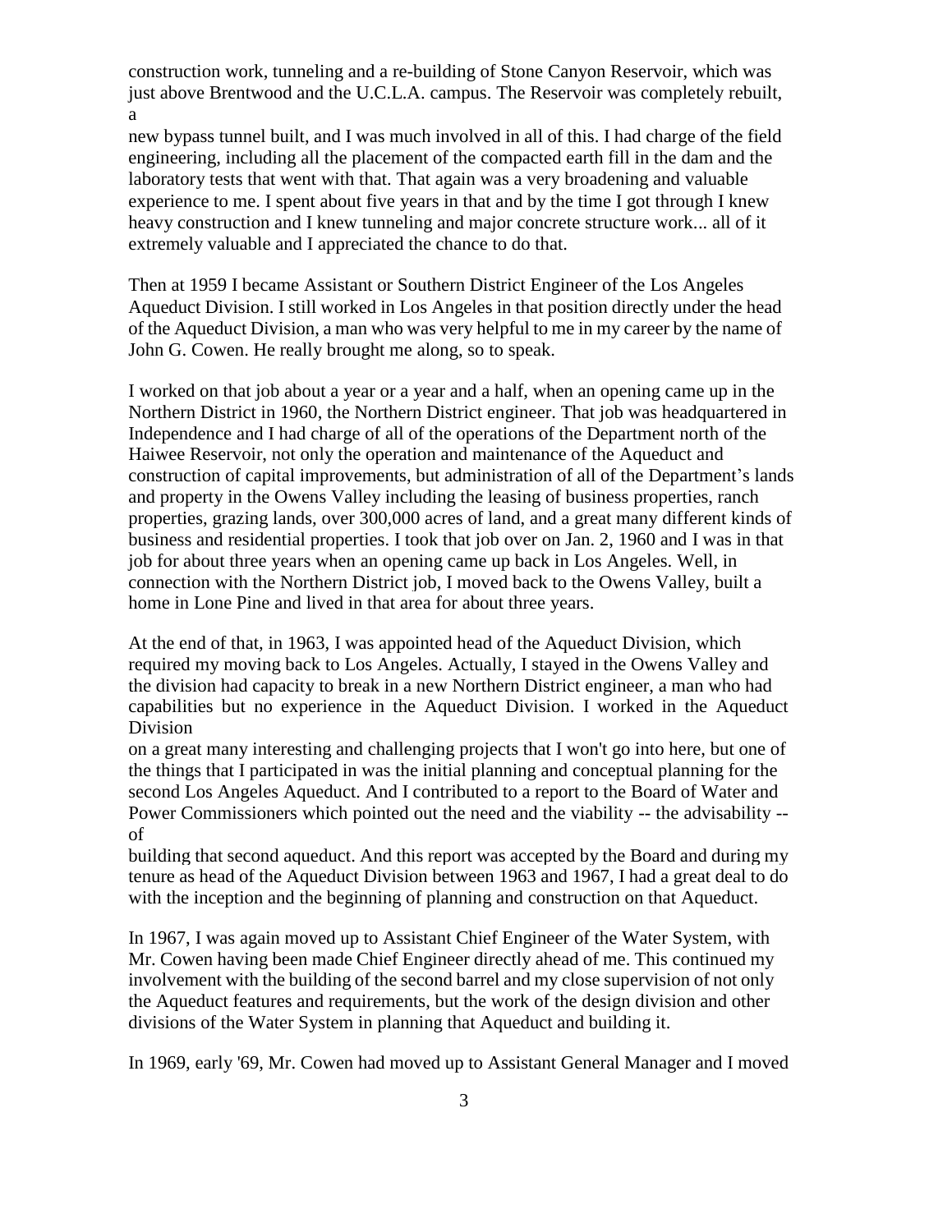construction work, tunneling and a re-building of Stone Canyon Reservoir, which was just above Brentwood and the U.C.L.A. campus. The Reservoir was completely rebuilt, a new bypass tunnel built, and I was much involved in all of this. I had charge of the field engineering, including all the placement of the compacted earth fill in the dam and the laboratory tests that went with that. That again was a very broadening and valuable experience to me. I spent about five years in that and by the time I got through I knew heavy construction and I knew tunneling and major concrete structure work... all of it extremely valuable and I appreciated the chance to do that.

Then at 1959 I became Assistant or Southern District Engineer of the Los Angeles Aqueduct Division. I still worked in Los Angeles in that position directly under the head of the Aqueduct Division, a man who was very helpful to me in my career by the name of John G. Cowen. He really brought me along, so to speak.

I worked on that job about a year or a year and a half, when an opening came up in the Northern District in 1960, the Northern District engineer. That job was headquartered in Independence and I had charge of all of the operations of the Department north of the Haiwee Reservoir, not only the operation and maintenance of the Aqueduct and construction of capital improvements, but administration of all of the Department's lands and property in the Owens Valley including the leasing of business properties, ranch properties, grazing lands, over 300,000 acres of land, and a great many different kinds of business and residential properties. I took that job over on Jan. 2, 1960 and I was in that job for about three years when an opening came up back in Los Angeles. Well, in connection with the Northern District job, I moved back to the Owens Valley, built a home in Lone Pine and lived in that area for about three years.

At the end of that, in 1963, I was appointed head of the Aqueduct Division, which required my moving back to Los Angeles. Actually, I stayed in the Owens Valley and the division had capacity to break in a new Northern District engineer, a man who had capabilities but no experience in the Aqueduct Division. I worked in the Aqueduct Division on a great many interesting and challenging projects that I won't go into here, but one of the things that I participated in was the initial planning and conceptual planning for the second Los Angeles Aqueduct. And I contributed to a report to the Board of Water and Power Commissioners which pointed out the need and the viability -- the advisability -- of building that second aqueduct. And this report was accepted by the Board and during my tenure as head of the Aqueduct Division between 1963 and 1967, I had a great deal to do with the inception and the beginning of planning and construction on that Aqueduct.

In 1967, I was again moved up to Assistant Chief Engineer of the Water System, with Mr. Cowen having been made Chief Engineer directly ahead of me. This continued my involvement with the building of the second barrel and my close supervision of not only the Aqueduct features and requirements, but the work of the design division and other divisions of the Water System in planning that Aqueduct and building it.

In 1969, early '69, Mr. Cowen had moved up to Assistant General Manager and I moved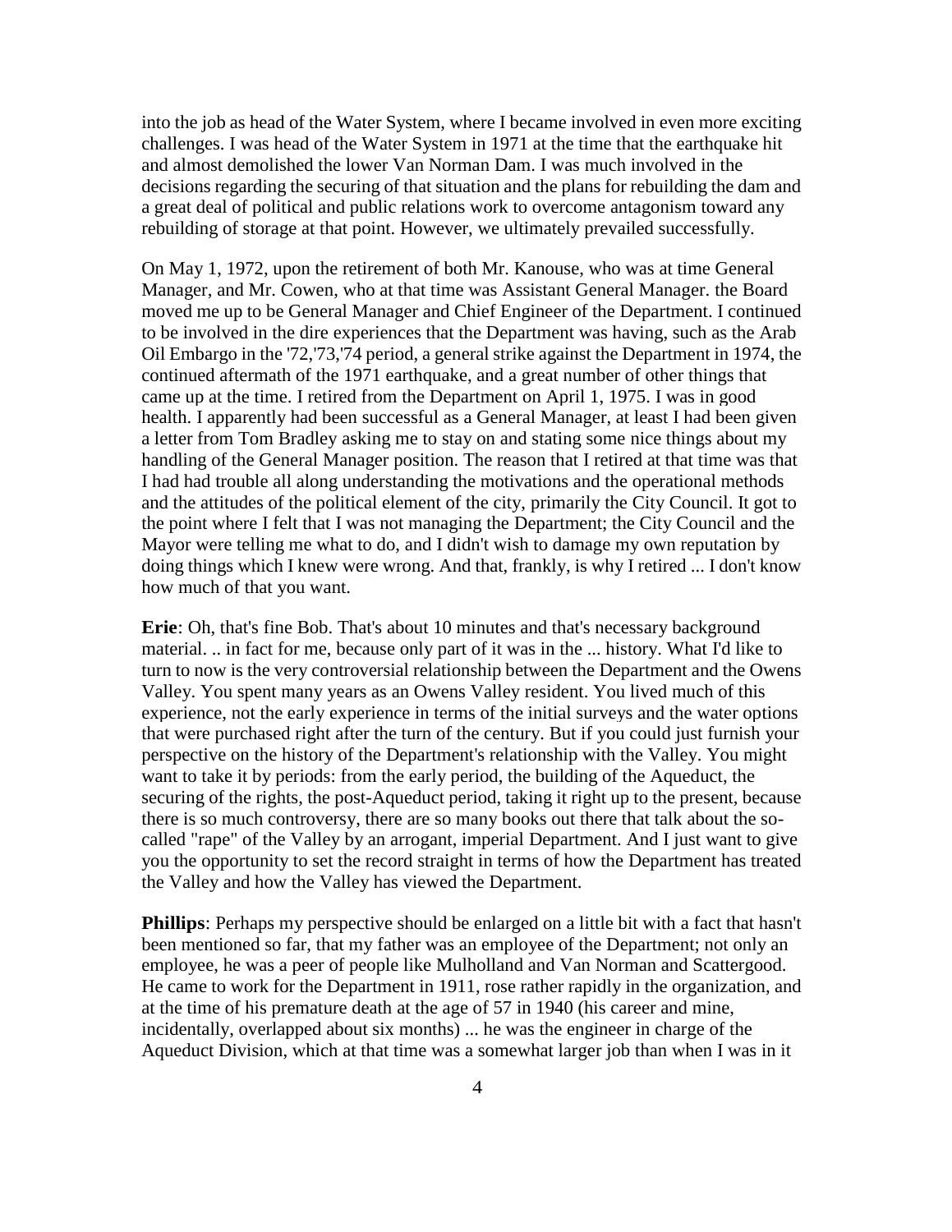into the job as head of the Water System, where I became involved in even more exciting challenges. I was head of the Water System in 1971 at the time that the earthquake hit and almost demolished the lower Van Norman Dam. I was much involved in the decisions regarding the securing of that situation and the plans for rebuilding the dam and a great deal of political and public relations work to overcome antagonism toward any rebuilding of storage at that point. However, we ultimately prevailed successfully.

On May 1, 1972, upon the retirement of both Mr. Kanouse, who was at time General Manager, and Mr. Cowen, who at that time was Assistant General Manager. the Board moved me up to be General Manager and Chief Engineer of the Department. I continued to be involved in the dire experiences that the Department was having, such as the Arab Oil Embargo in the '72,'73,'74 period, a general strike against the Department in 1974, the continued aftermath of the 1971 earthquake, and a great number of other things that came up at the time. I retired from the Department on April 1, 1975. I was in good health. I apparently had been successful as a General Manager, at least I had been given a letter from Tom Bradley asking me to stay on and stating some nice things about my handling of the General Manager position. The reason that I retired at that time was that I had had trouble all along understanding the motivations and the operational methods and the attitudes of the political element of the city, primarily the City Council. It got to the point where I felt that I was not managing the Department; the City Council and the Mayor were telling me what to do, and I didn't wish to damage my own reputation by doing things which I knew were wrong. And that, frankly, is why I retired ... I don't know how much of that you want.

**Erie**: Oh, that's fine Bob. That's about 10 minutes and that's necessary background material. .. in fact for me, because only part of it was in the ... history. What I'd like to turn to now is the very controversial relationship between the Department and the Owens Valley. You spent many years as an Owens Valley resident. You lived much of this experience, not the early experience in terms of the initial surveys and the water options that were purchased right after the turn of the century. But if you could just furnish your perspective on the history of the Department's relationship with the Valley. You might want to take it by periods: from the early period, the building of the Aqueduct, the securing of the rights, the post-Aqueduct period, taking it right up to the present, because there is so much controversy, there are so many books out there that talk about the so-called "rape" of the Valley by an arrogant, imperial Department. And I just want to give you the opportunity to set the record straight in terms of how the Department has treated the Valley and how the Valley has viewed the Department.

**Phillips**: Perhaps my perspective should be enlarged on a little bit with a fact that hasn't been mentioned so far, that my father was an employee of the Department; not only an employee, he was a peer of people like Mulholland and Van Norman and Scattergood. He came to work for the Department in 1911, rose rather rapidly in the organization, and at the time of his premature death at the age of 57 in 1940 (his career and mine, incidentally, overlapped about six months) ... he was the engineer in charge of the Aqueduct Division, which at that time was a somewhat larger job than when I was in it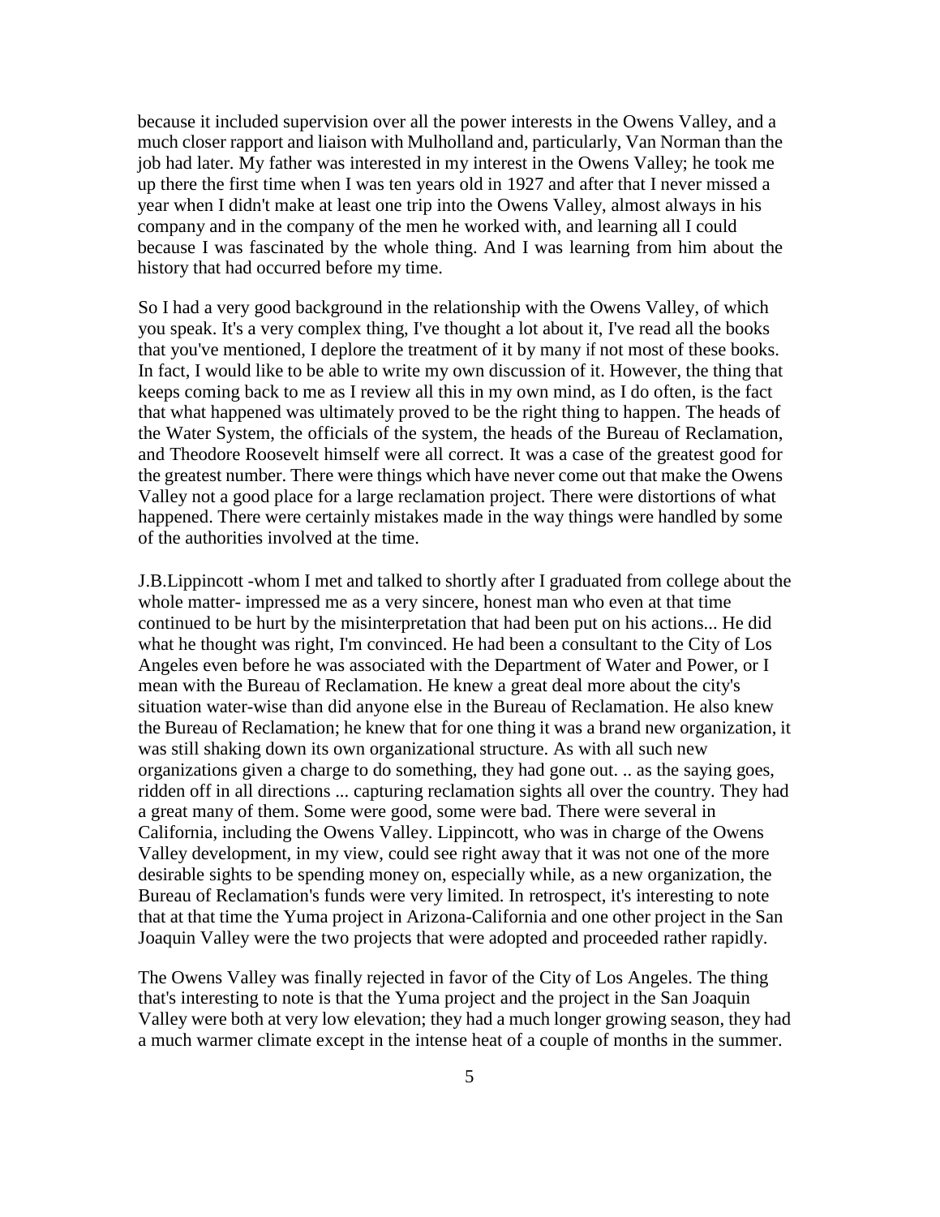because it included supervision over all the power interests in the Owens Valley, and a much closer rapport and liaison with Mulholland and, particularly, Van Norman than the job had later. My father was interested in my interest in the Owens Valley; he took me up there the first time when I was ten years old in 1927 and after that I never missed a year when I didn't make at least one trip into the Owens Valley, almost always in his company and in the company of the men he worked with, and learning all I could because I was fascinated by the whole thing. And I was learning from him about the history that had occurred before my time.

So I had a very good background in the relationship with the Owens Valley, of which you speak. It's a very complex thing, I've thought a lot about it, I've read all the books that you've mentioned, I deplore the treatment of it by many if not most of these books. In fact, I would like to be able to write my own discussion of it. However, the thing that keeps coming back to me as I review all this in my own mind, as I do often, is the fact that what happened was ultimately proved to be the right thing to happen. The heads of the Water System, the officials of the system, the heads of the Bureau of Reclamation, and Theodore Roosevelt himself were all correct. It was a case of the greatest good for the greatest number. There were things which have never come out that make the Owens Valley not a good place for a large reclamation project. There were distortions of what happened. There were certainly mistakes made in the way things were handled by some of the authorities involved at the time.

J.B.Lippincott -whom I met and talked to shortly after I graduated from college about the whole matter- impressed me as a very sincere, honest man who even at that time continued to be hurt by the misinterpretation that had been put on his actions... He did what he thought was right, I'm convinced. He had been a consultant to the City of Los Angeles even before he was associated with the Department of Water and Power, or I mean with the Bureau of Reclamation. He knew a great deal more about the city's situation water-wise than did anyone else in the Bureau of Reclamation. He also knew the Bureau of Reclamation; he knew that for one thing it was a brand new organization, it was still shaking down its own organizational structure. As with all such new organizations given a charge to do something, they had gone out. .. as the saying goes, ridden off in all directions ... capturing reclamation sights all over the country. They had a great many of them. Some were good, some were bad. There were several in California, including the Owens Valley. Lippincott, who was in charge of the Owens Valley development, in my view, could see right away that it was not one of the more desirable sights to be spending money on, especially while, as a new organization, the Bureau of Reclamation's funds were very limited. In retrospect, it's interesting to note that at that time the Yuma project in Arizona-California and one other project in the San Joaquin Valley were the two projects that were adopted and proceeded rather rapidly.

The Owens Valley was finally rejected in favor of the City of Los Angeles. The thing that's interesting to note is that the Yuma project and the project in the San Joaquin Valley were both at very low elevation; they had a much longer growing season, they had a much warmer climate except in the intense heat of a couple of months in the summer.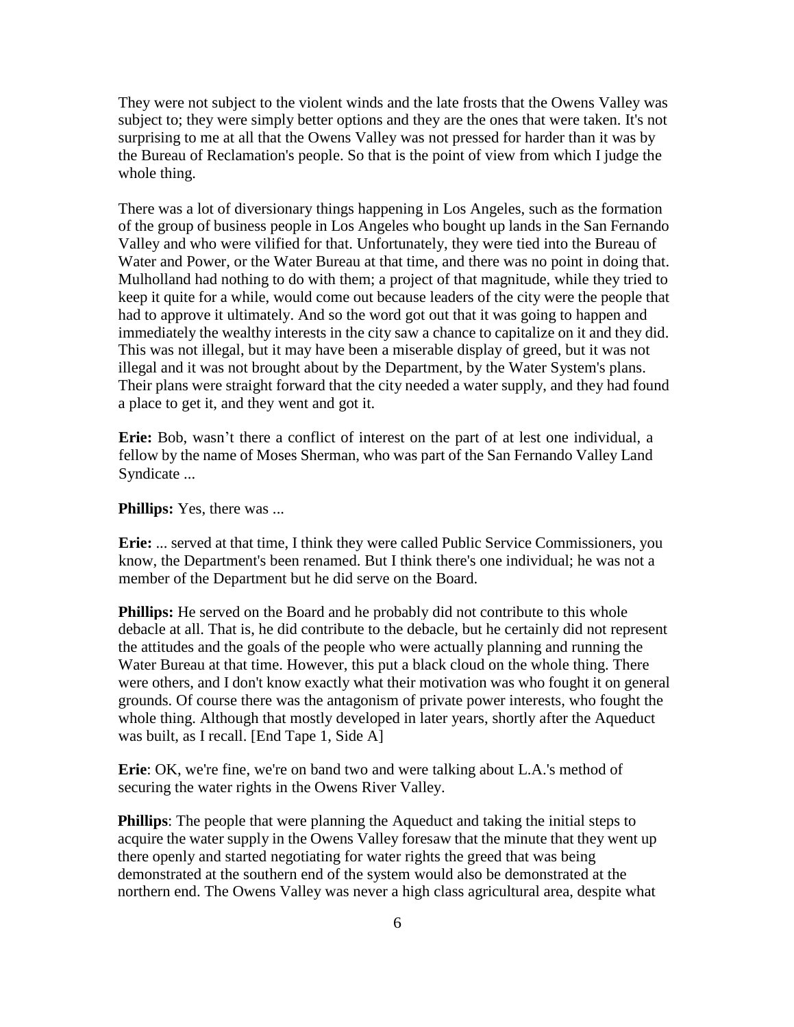They were not subject to the violent winds and the late frosts that the Owens Valley was subject to; they were simply better options and they are the ones that were taken. It's not surprising to me at all that the Owens Valley was not pressed for harder than it was by the Bureau of Reclamation's people. So that is the point of view from which I judge the whole thing.

There was a lot of diversionary things happening in Los Angeles, such as the formation of the group of business people in Los Angeles who bought up lands in the San Fernando Valley and who were vilified for that. Unfortunately, they were tied into the Bureau of Water and Power, or the Water Bureau at that time, and there was no point in doing that. Mulholland had nothing to do with them; a project of that magnitude, while they tried to keep it quite for a while, would come out because leaders of the city were the people that had to approve it ultimately. And so the word got out that it was going to happen and immediately the wealthy interests in the city saw a chance to capitalize on it and they did. This was not illegal, but it may have been a miserable display of greed, but it was not illegal and it was not brought about by the Department, by the Water System's plans. Their plans were straight forward that the city needed a water supply, and they had found a place to get it, and they went and got it.

**Erie:** Bob, wasn't there a conflict of interest on the part of at lest one individual, a fellow by the name of Moses Sherman, who was part of the San Fernando Valley Land Syndicate ...

**Phillips:** Yes, there was ...

**Erie:** ... served at that time, I think they were called Public Service Commissioners, you know, the Department's been renamed. But I think there's one individual; he was not a member of the Department but he did serve on the Board.

**Phillips:** He served on the Board and he probably did not contribute to this whole debacle at all. That is, he did contribute to the debacle, but he certainly did not represent the attitudes and the goals of the people who were actually planning and running the Water Bureau at that time. However, this put a black cloud on the whole thing. There were others, and I don't know exactly what their motivation was who fought it on general grounds. Of course there was the antagonism of private power interests, who fought the whole thing. Although that mostly developed in later years, shortly after the Aqueduct was built, as I recall. [End Tape 1, Side A]

**Erie**: OK, we're fine, we're on band two and were talking about L.A.'s method of securing the water rights in the Owens River Valley.

**Phillips**: The people that were planning the Aqueduct and taking the initial steps to acquire the water supply in the Owens Valley foresaw that the minute that they went up there openly and started negotiating for water rights the greed that was being demonstrated at the southern end of the system would also be demonstrated at the northern end. The Owens Valley was never a high class agricultural area, despite what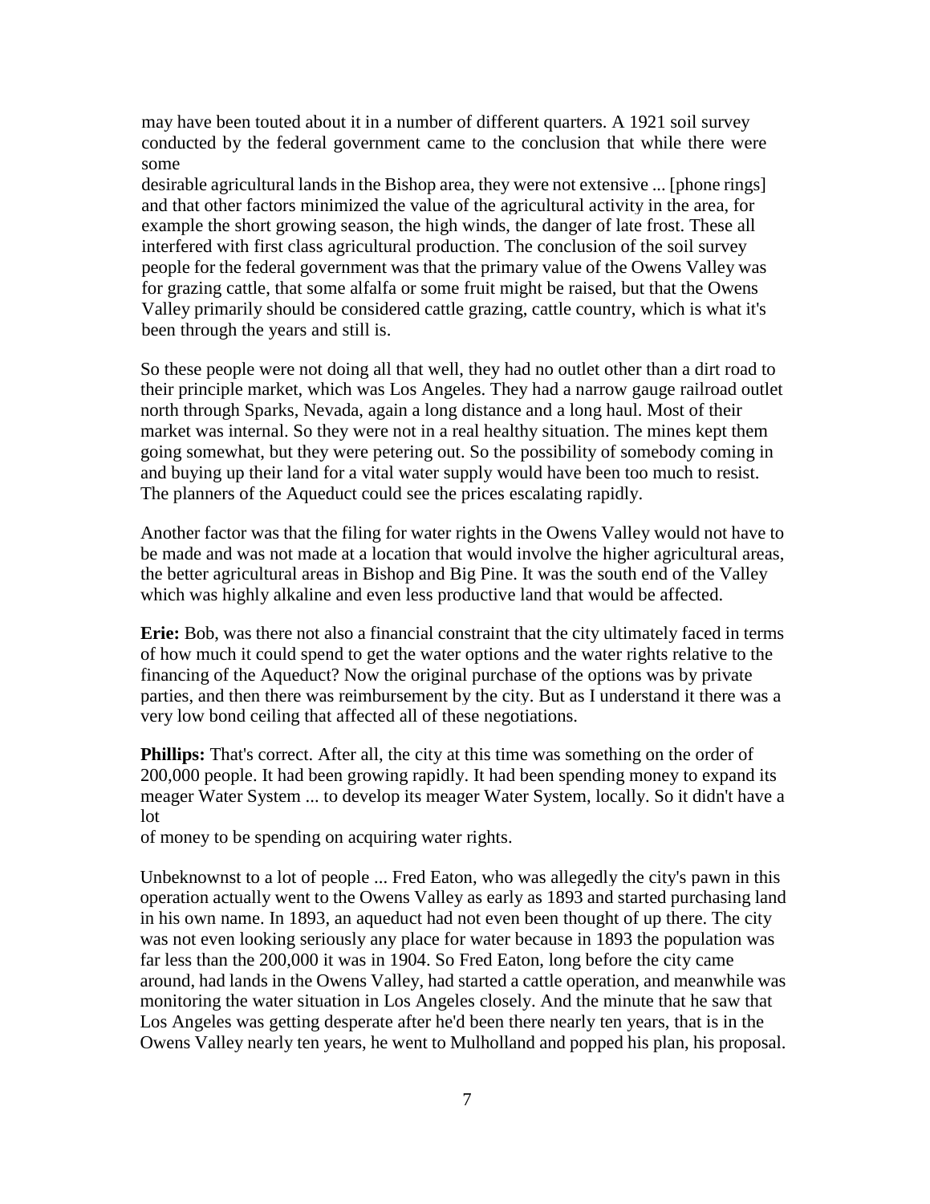may have been touted about it in a number of different quarters. A 1921 soil survey conducted by the federal government came to the conclusion that while there were some desirable agricultural lands in the Bishop area, they were not extensive ... [phone rings] and that other factors minimized the value of the agricultural activity in the area, for example the short growing season, the high winds, the danger of late frost. These all interfered with first class agricultural production. The conclusion of the soil survey people for the federal government was that the primary value of the Owens Valley was for grazing cattle, that some alfalfa or some fruit might be raised, but that the Owens Valley primarily should be considered cattle grazing, cattle country, which is what it's been through the years and still is.

So these people were not doing all that well, they had no outlet other than a dirt road to their principle market, which was Los Angeles. They had a narrow gauge railroad outlet north through Sparks, Nevada, again a long distance and a long haul. Most of their market was internal. So they were not in a real healthy situation. The mines kept them going somewhat, but they were petering out. So the possibility of somebody coming in and buying up their land for a vital water supply would have been too much to resist. The planners of the Aqueduct could see the prices escalating rapidly.

Another factor was that the filing for water rights in the Owens Valley would not have to be made and was not made at a location that would involve the higher agricultural areas, the better agricultural areas in Bishop and Big Pine. It was the south end of the Valley which was highly alkaline and even less productive land that would be affected.

**Erie:** Bob, was there not also a financial constraint that the city ultimately faced in terms of how much it could spend to get the water options and the water rights relative to the financing of the Aqueduct? Now the original purchase of the options was by private parties, and then there was reimbursement by the city. But as I understand it there was a very low bond ceiling that affected all of these negotiations.

**Phillips:** That's correct. After all, the city at this time was something on the order of 200,000 people. It had been growing rapidly. It had been spending money to expand its meager Water System ... to develop its meager Water System, locally. So it didn't have a lot of money to be spending on acquiring water rights.

Unbeknownst to a lot of people ... Fred Eaton, who was allegedly the city's pawn in this operation actually went to the Owens Valley as early as 1893 and started purchasing land in his own name. In 1893, an aqueduct had not even been thought of up there. The city was not even looking seriously any place for water because in 1893 the population was far less than the 200,000 it was in 1904. So Fred Eaton, long before the city came around, had lands in the Owens Valley, had started a cattle operation, and meanwhile was monitoring the water situation in Los Angeles closely. And the minute that he saw that Los Angeles was getting desperate after he'd been there nearly ten years, that is in the Owens Valley nearly ten years, he went to Mulholland and popped his plan, his proposal.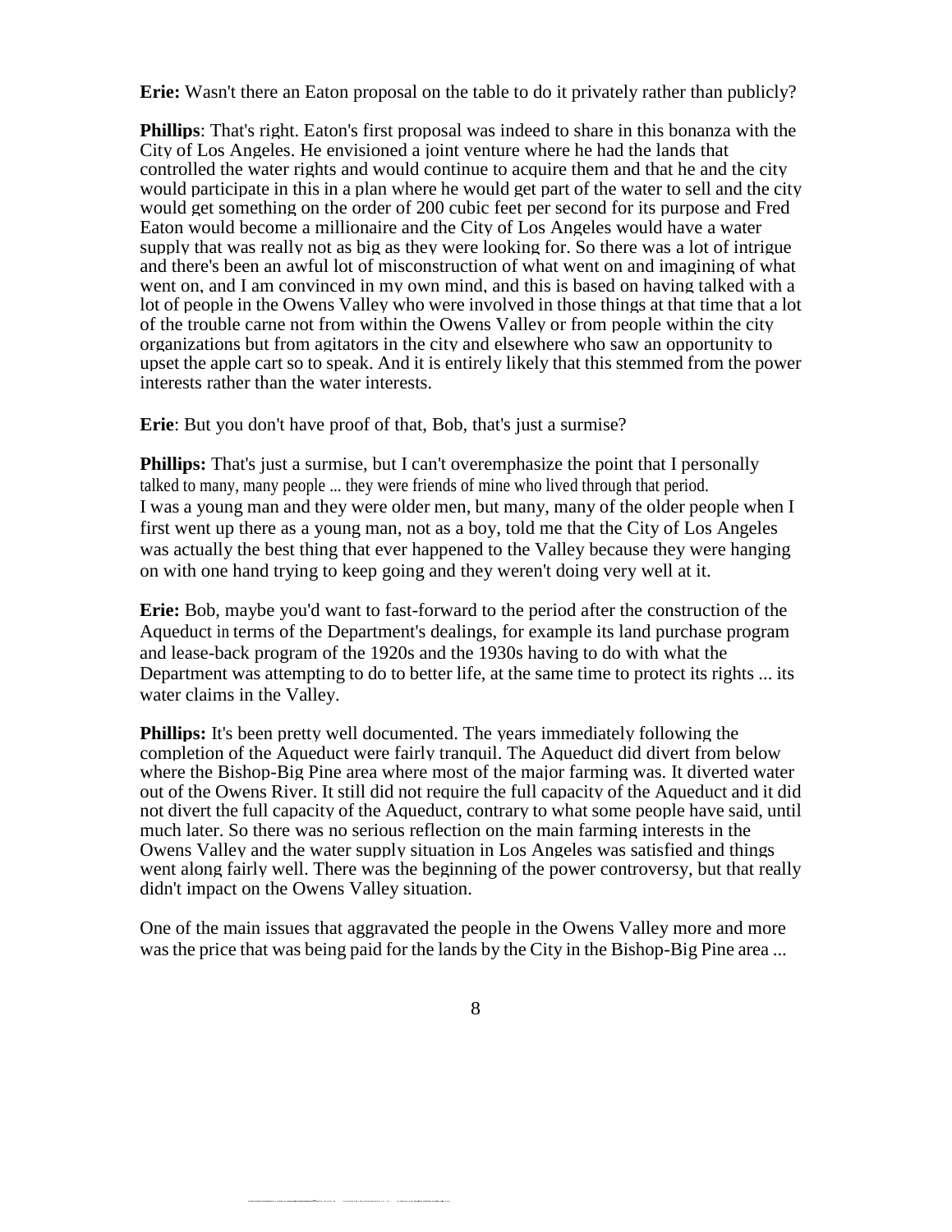**Erie:** Wasn't there an Eaton proposal on the table to do it privately rather than publicly?

**Phillips**: That's right. Eaton's first proposal was indeed to share in this bonanza with the City of Los Angeles. He envisioned a joint venture where he had the lands that controlled the water rights and would continue to acquire them and that he and the city would participate in this in a plan where he would get part of the water to sell and the city would get something on the order of 200 cubic feet per second for its purpose and Fred Eaton would become a millionaire and the City of Los Angeles would have a water supply that was really not as big as they were looking for. So there was a lot of intrigue and there's been an awful lot of misconstruction of what went on and imagining of what went on, and I am convinced in my own mind, and this is based on having talked with a lot of people in the Owens Valley who were involved in those things at that time that a lot of the trouble carne not from within the Owens Valley or from people within the city organizations but from agitators in the city and elsewhere who saw an opportunity to upset the apple cart so to speak. And it is entirely likely that this stemmed from the power interests rather than the water interests.

**Erie**: But you don't have proof of that, Bob, that's just a surmise?

**Phillips:** That's just a surmise, but I can't overemphasize the point that I personally talked to many, many people ... they were friends of mine who lived through that period. I was a young man and they were older men, but many, many of the older people when I first went up there as a young man, not as a boy, told me that the City of Los Angeles was actually the best thing that ever happened to the Valley because they were hanging on with one hand trying to keep going and they weren't doing very well at it.

**Erie:** Bob, maybe you'd want to fast-forward to the period after the construction of the Aqueduct in terms of the Department's dealings, for example its land purchase program and lease-back program of the 1920s and the 1930s having to do with what the Department was attempting to do to better life, at the same time to protect its rights ... its water claims in the Valley.

**Phillips:** It's been pretty well documented. The years immediately following the completion of the Aqueduct were fairly tranquil. The Aqueduct did divert from below where the Bishop-Big Pine area where most of the major farming was. It diverted water out of the Owens River. It still did not require the full capacity of the Aqueduct and it did not divert the full capacity of the Aqueduct, contrary to what some people have said, until much later. So there was no serious reflection on the main farming interests in the Owens Valley and the water supply situation in Los Angeles was satisfied and things went along fairly well. There was the beginning of the power controversy, but that really didn't impact on the Owens Valley situation.

One of the main issues that aggravated the people in the Owens Valley more and more was the price that was being paid for the lands by the City in the Bishop-Big Pine area ...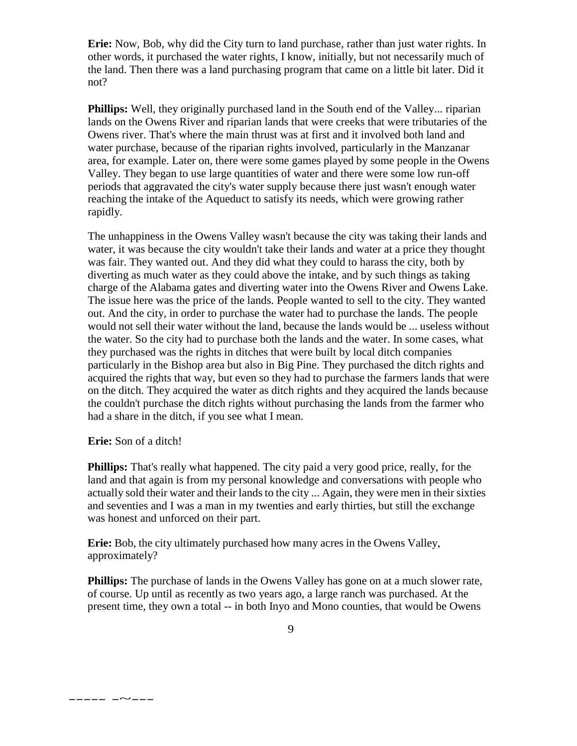**Erie:** Now, Bob, why did the City turn to land purchase, rather than just water rights. In other words, it purchased the water rights, I know, initially, but not necessarily much of the land. Then there was a land purchasing program that came on a little bit later. Did it not?

**Phillips:** Well, they originally purchased land in the South end of the Valley... riparian lands on the Owens River and riparian lands that were creeks that were tributaries of the Owens river. That's where the main thrust was at first and it involved both land and water purchase, because of the riparian rights involved, particularly in the Manzanar area, for example. Later on, there were some games played by some people in the Owens Valley. They began to use large quantities of water and there were some low run-off periods that aggravated the city's water supply because there just wasn't enough water reaching the intake of the Aqueduct to satisfy its needs, which were growing rather rapidly.

The unhappiness in the Owens Valley wasn't because the city was taking their lands and water, it was because the city wouldn't take their lands and water at a price they thought was fair. They wanted out. And they did what they could to harass the city, both by diverting as much water as they could above the intake, and by such things as taking charge of the Alabama gates and diverting water into the Owens River and Owens Lake. The issue here was the price of the lands. People wanted to sell to the city. They wanted out. And the city, in order to purchase the water had to purchase the lands. The people would not sell their water without the land, because the lands would be ... useless without the water. So the city had to purchase both the lands and the water. In some cases, what they purchased was the rights in ditches that were built by local ditch companies particularly in the Bishop area but also in Big Pine. They purchased the ditch rights and acquired the rights that way, but even so they had to purchase the farmers lands that were on the ditch. They acquired the water as ditch rights and they acquired the lands because the couldn't purchase the ditch rights without purchasing the lands from the farmer who had a share in the ditch, if you see what I mean.

**Erie:** Son of a ditch!

**Phillips:** That's really what happened. The city paid a very good price, really, for the land and that again is from my personal knowledge and conversations with people who actually sold their water and their lands to the city ... Again, they were men in their sixties and seventies and I was a man in my twenties and early thirties, but still the exchange was honest and unforced on their part.

**Erie:** Bob, the city ultimately purchased how many acres in the Owens Valley, approximately?

**Phillips:** The purchase of lands in the Owens Valley has gone on at a much slower rate, of course. Up until as recently as two years ago, a large ranch was purchased. At the present time, they own a total -- in both Inyo and Mono counties, that would be Owens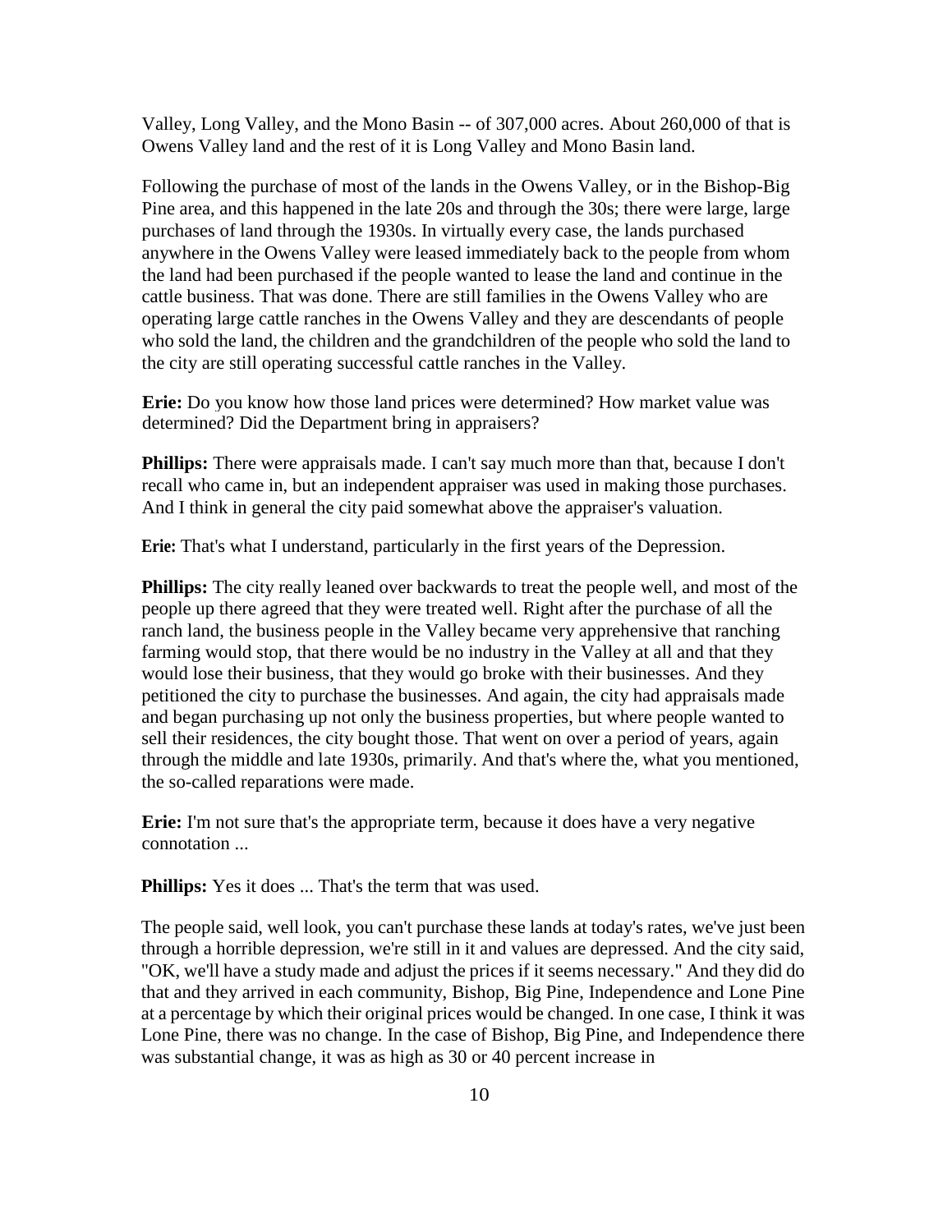Valley, Long Valley, and the Mono Basin -- of 307,000 acres. About 260,000 of that is Owens Valley land and the rest of it is Long Valley and Mono Basin land.

Following the purchase of most of the lands in the Owens Valley, or in the Bishop-Big Pine area, and this happened in the late 20s and through the 30s; there were large, large purchases of land through the 1930s. In virtually every case, the lands purchased anywhere in the Owens Valley were leased immediately back to the people from whom the land had been purchased if the people wanted to lease the land and continue in the cattle business. That was done. There are still families in the Owens Valley who are operating large cattle ranches in the Owens Valley and they are descendants of people who sold the land, the children and the grandchildren of the people who sold the land to the city are still operating successful cattle ranches in the Valley.

**Erie:** Do you know how those land prices were determined? How market value was determined? Did the Department bring in appraisers?

**Phillips:** There were appraisals made. I can't say much more than that, because I don't recall who came in, but an independent appraiser was used in making those purchases. And I think in general the city paid somewhat above the appraiser's valuation.

**Erie:** That's what I understand, particularly in the first years of the Depression.

**Phillips:** The city really leaned over backwards to treat the people well, and most of the people up there agreed that they were treated well. Right after the purchase of all the ranch land, the business people in the Valley became very apprehensive that ranching farming would stop, that there would be no industry in the Valley at all and that they would lose their business, that they would go broke with their businesses. And they petitioned the city to purchase the businesses. And again, the city had appraisals made and began purchasing up not only the business properties, but where people wanted to sell their residences, the city bought those. That went on over a period of years, again through the middle and late 1930s, primarily. And that's where the, what you mentioned, the so-called reparations were made.

**Erie:** I'm not sure that's the appropriate term, because it does have a very negative connotation ...

**Phillips:** Yes it does ... That's the term that was used.

The people said, well look, you can't purchase these lands at today's rates, we've just been through a horrible depression, we're still in it and values are depressed. And the city said, "OK, we'll have a study made and adjust the prices if it seems necessary." And they did do that and they arrived in each community, Bishop, Big Pine, Independence and Lone Pine at a percentage by which their original prices would be changed. In one case, I think it was Lone Pine, there was no change. In the case of Bishop, Big Pine, and Independence there was substantial change, it was as high as 30 or 40 percent increase in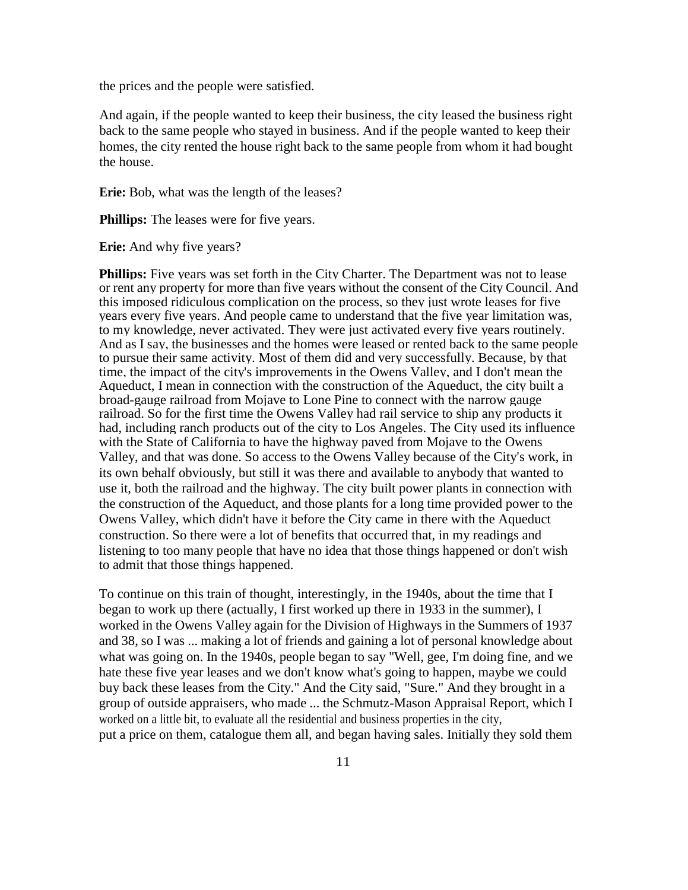the prices and the people were satisfied.

And again, if the people wanted to keep their business, the city leased the business right back to the same people who stayed in business. And if the people wanted to keep their homes, the city rented the house right back to the same people from whom it had bought the house.

**Erie:** Bob, what was the length of the leases?

**Phillips:** The leases were for five years.

**Erie:** And why five years?

**Phillips:** Five years was set forth in the City Charter. The Department was not to lease or rent any property for more than five years without the consent of the City Council. And this imposed ridiculous complication on the process, so they just wrote leases for five years every five years. And people came to understand that the five year limitation was, to my knowledge, never activated. They were just activated every five years routinely. And as I say, the businesses and the homes were leased or rented back to the same people to pursue their same activity. Most of them did and very successfully. Because, by that time, the impact of the city's improvements in the Owens Valley, and I don't mean the Aqueduct, I mean in connection with the construction of the Aqueduct, the city built a broad-gauge railroad from Mojave to Lone Pine to connect with the narrow gauge railroad. So for the first time the Owens Valley had rail service to ship any products it had, including ranch products out of the city to Los Angeles. The City used its influence with the State of California to have the highway paved from Mojave to the Owens Valley, and that was done. So access to the Owens Valley because of the City's work, in its own behalf obviously, but still it was there and available to anybody that wanted to use it, both the railroad and the highway. The city built power plants in connection with the construction of the Aqueduct, and those plants for a long time provided power to the Owens Valley, which didn't have it before the City came in there with the Aqueduct construction. So there were a lot of benefits that occurred that, in my readings and listening to too many people that have no idea that those things happened or don't wish to admit that those things happened.

To continue on this train of thought, interestingly, in the 1940s, about the time that I began to work up there (actually, I first worked up there in 1933 in the summer), I worked in the Owens Valley again for the Division of Highways in the Summers of 1937 and 38, so I was ... making a lot of friends and gaining a lot of personal knowledge about what was going on. In the 1940s, people began to say "Well, gee, I'm doing fine, and we hate these five year leases and we don't know what's going to happen, maybe we could buy back these leases from the City." And the City said, "Sure." And they brought in a group of outside appraisers, who made ... the Schmutz-Mason Appraisal Report, which I worked on a little bit, to evaluate all the residential and business properties in the city, put a price on them, catalogue them all, and began having sales. Initially they sold them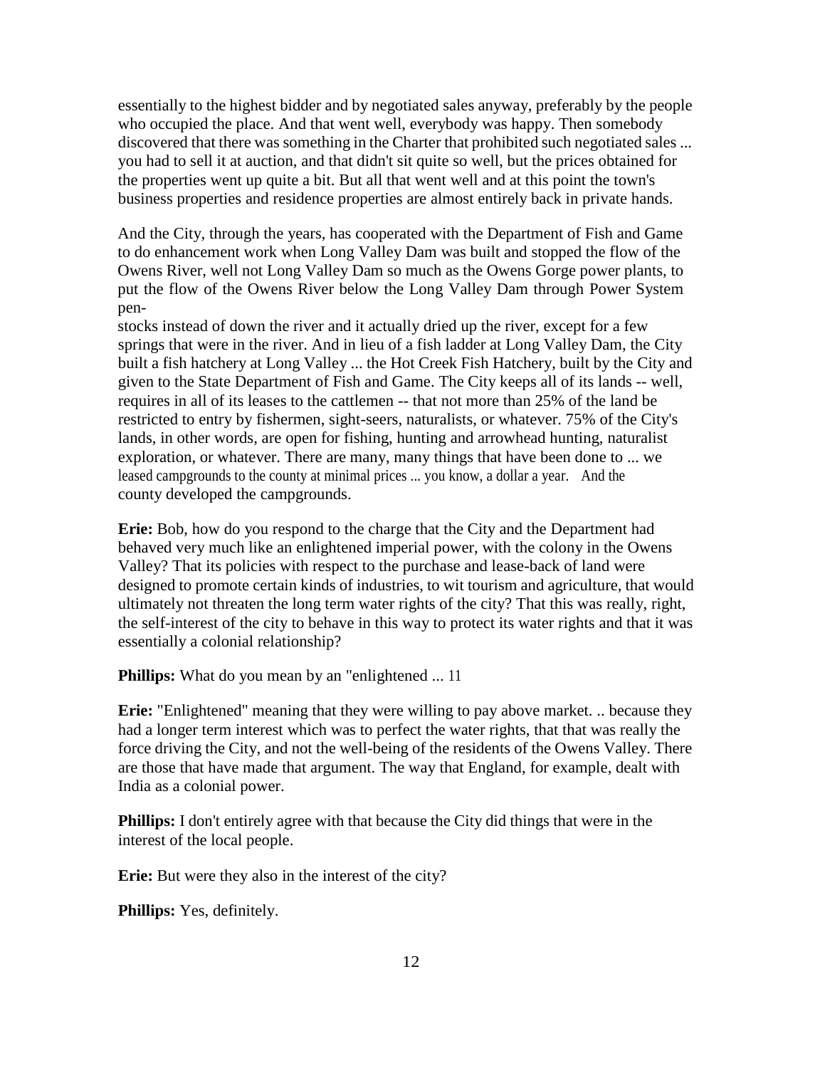essentially to the highest bidder and by negotiated sales anyway, preferably by the people who occupied the place. And that went well, everybody was happy. Then somebody discovered that there was something in the Charter that prohibited such negotiated sales ... you had to sell it at auction, and that didn't sit quite so well, but the prices obtained for the properties went up quite a bit. But all that went well and at this point the town's business properties and residence properties are almost entirely back in private hands.

And the City, through the years, has cooperated with the Department of Fish and Game to do enhancement work when Long Valley Dam was built and stopped the flow of the Owens River, well not Long Valley Dam so much as the Owens Gorge power plants, to put the flow of the Owens River below the Long Valley Dam through Power System penstocks instead of down the river and it actually dried up the river, except for a few springs that were in the river. And in lieu of a fish ladder at Long Valley Dam, the City built a fish hatchery at Long Valley ... the Hot Creek Fish Hatchery, built by the City and given to the State Department of Fish and Game. The City keeps all of its lands -- well, requires in all of its leases to the cattlemen -- that not more than 25% of the land be restricted to entry by fishermen, sight-seers, naturalists, or whatever. 75% of the City's lands, in other words, are open for fishing, hunting and arrowhead hunting, naturalist exploration, or whatever. There are many, many things that have been done to ... we leased campgrounds to the county at minimal prices ... you know, a dollar a year. And the county developed the campgrounds.

**Erie:** Bob, how do you respond to the charge that the City and the Department had behaved very much like an enlightened imperial power, with the colony in the Owens Valley? That its policies with respect to the purchase and lease-back of land were designed to promote certain kinds of industries, to wit tourism and agriculture, that would ultimately not threaten the long term water rights of the city? That this was really, right, the self-interest of the city to behave in this way to protect its water rights and that it was essentially a colonial relationship?

**Phillips:** What do you mean by an "enlightened ... 11

**Erie:** "Enlightened" meaning that they were willing to pay above market. .. because they had a longer term interest which was to perfect the water rights, that that was really the force driving the City, and not the well-being of the residents of the Owens Valley. There are those that have made that argument. The way that England, for example, dealt with India as a colonial power.

**Phillips:** I don't entirely agree with that because the City did things that were in the interest of the local people.

**Erie:** But were they also in the interest of the city?

**Phillips:** Yes, definitely.